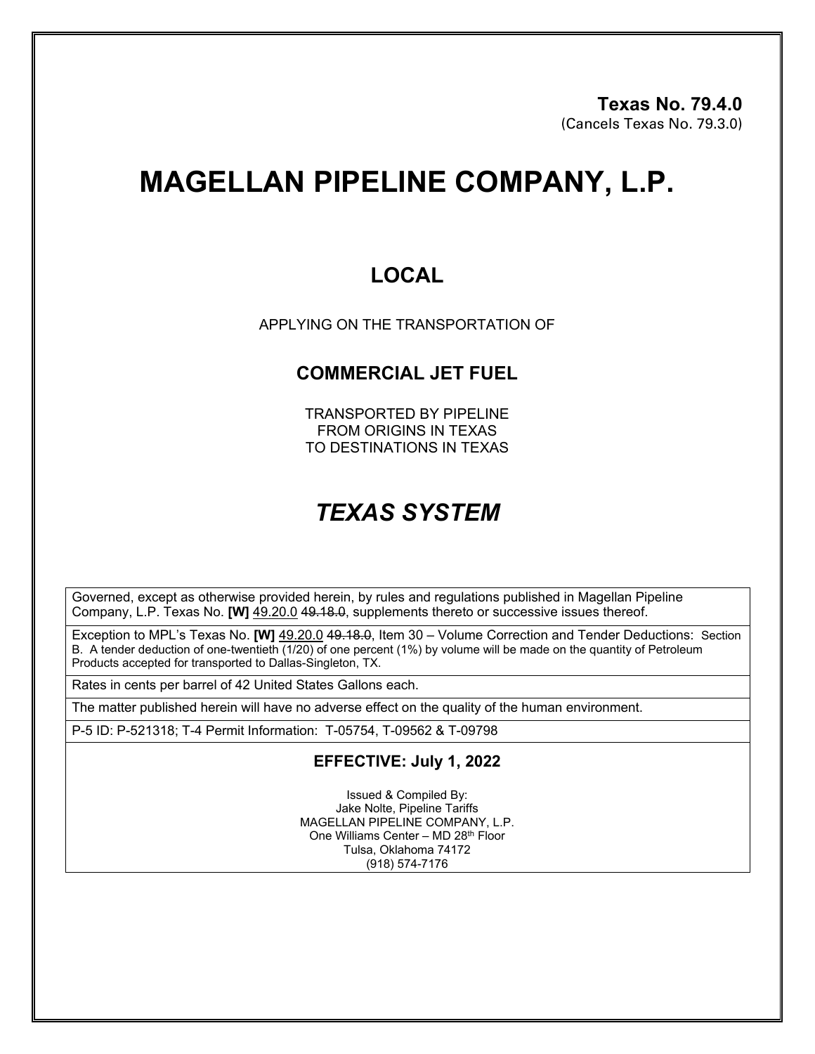**Texas No. 79.4.0**
(Cancels Texas No. 79.3.0)

# MAGELLAN PIPELINE COMPANY, L.P.

## LOCAL

APPLYING ON THE TRANSPORTATION OF

### COMMERCIAL JET FUEL

TRANSPORTED BY PIPELINE
FROM ORIGINS IN TEXAS
TO DESTINATIONS IN TEXAS

## *TEXAS SYSTEM*

Governed, except as otherwise provided herein, by rules and regulations published in Magellan Pipeline Company, L.P. Texas No. **[W]** 49.20.0 ~~49.18.0~~, supplements thereto or successive issues thereof.

Exception to MPL's Texas No. **[W]** 49.20.0 ~~49.18.0~~, Item 30 – Volume Correction and Tender Deductions: Section B. A tender deduction of one-twentieth (1/20) of one percent (1%) by volume will be made on the quantity of Petroleum Products accepted for transported to Dallas-Singleton, TX.

Rates in cents per barrel of 42 United States Gallons each.

The matter published herein will have no adverse effect on the quality of the human environment.

P-5 ID: P-521318; T-4 Permit Information: T-05754, T-09562 & T-09798

**EFFECTIVE: July 1, 2022**

Issued & Compiled By:
Jake Nolte, Pipeline Tariffs
MAGELLAN PIPELINE COMPANY, L.P.
One Williams Center – MD 28th Floor
Tulsa, Oklahoma 74172
(918) 574-7176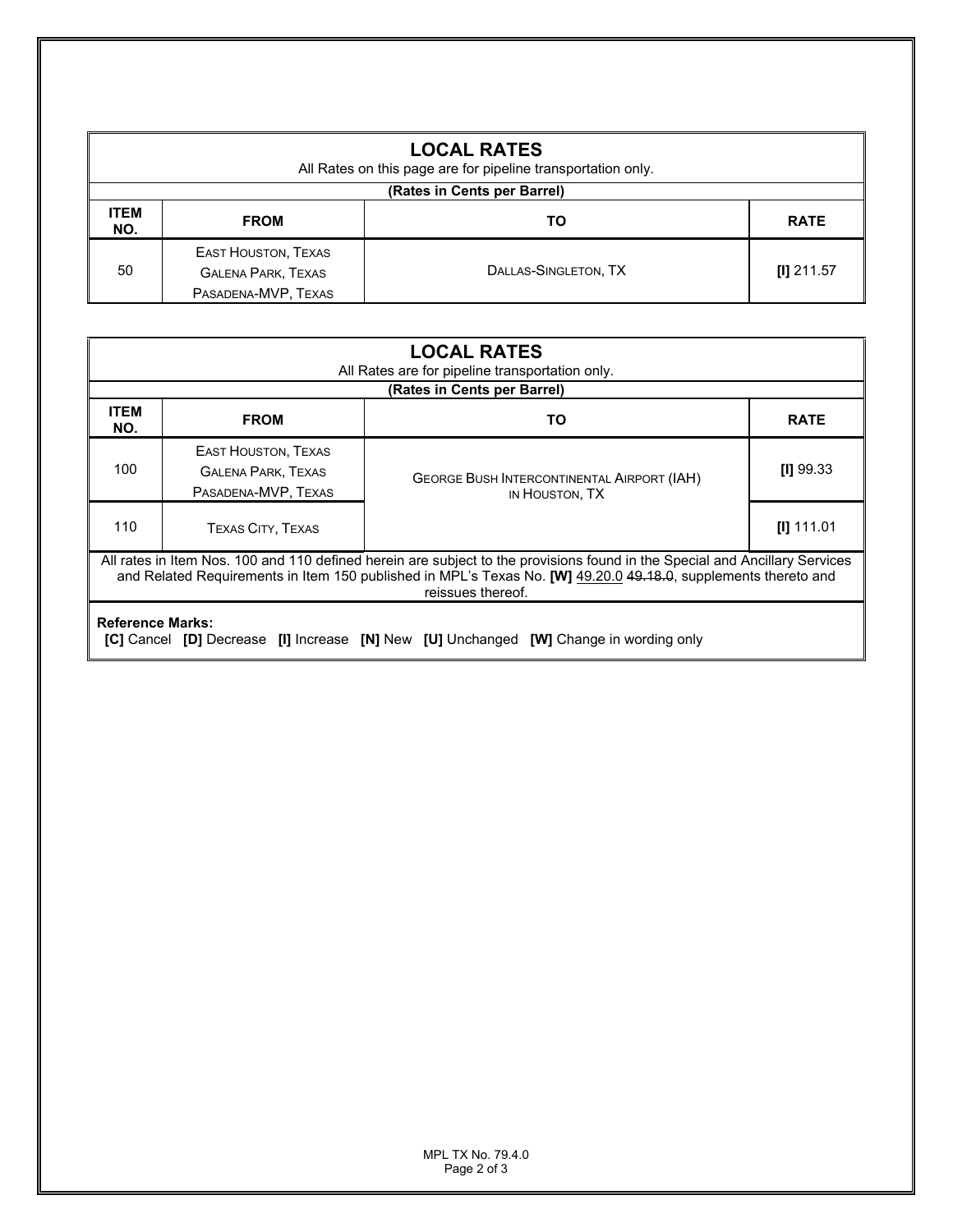## LOCAL RATES

All Rates on this page are for pipeline transportation only.

**(Rates in Cents per Barrel)**

| ITEM NO. | FROM | TO | RATE |
|---|---|---|---|
| 50 | East Houston, Texas<br>Galena Park, Texas<br>Pasadena-MVP, Texas | Dallas-Singleton, TX | [I] 211.57 |

## LOCAL RATES

All Rates are for pipeline transportation only.

**(Rates in Cents per Barrel)**

| ITEM NO. | FROM | TO | RATE |
|---|---|---|---|
| 100 | East Houston, Texas<br>Galena Park, Texas<br>Pasadena-MVP, Texas | George Bush Intercontinental Airport (IAH) in Houston, TX | [I] 99.33 |
| 110 | Texas City, Texas | | [I] 111.01 |

All rates in Item Nos. 100 and 110 defined herein are subject to the provisions found in the Special and Ancillary Services and Related Requirements in Item 150 published in MPL's Texas No. **[W]** 49.20.0 ~~49.18.0~~, supplements thereto and reissues thereof.

**Reference Marks:**
**[C]** Cancel **[D]** Decrease **[I]** Increase **[N]** New **[U]** Unchanged **[W]** Change in wording only

MPL TX No. 79.4.0